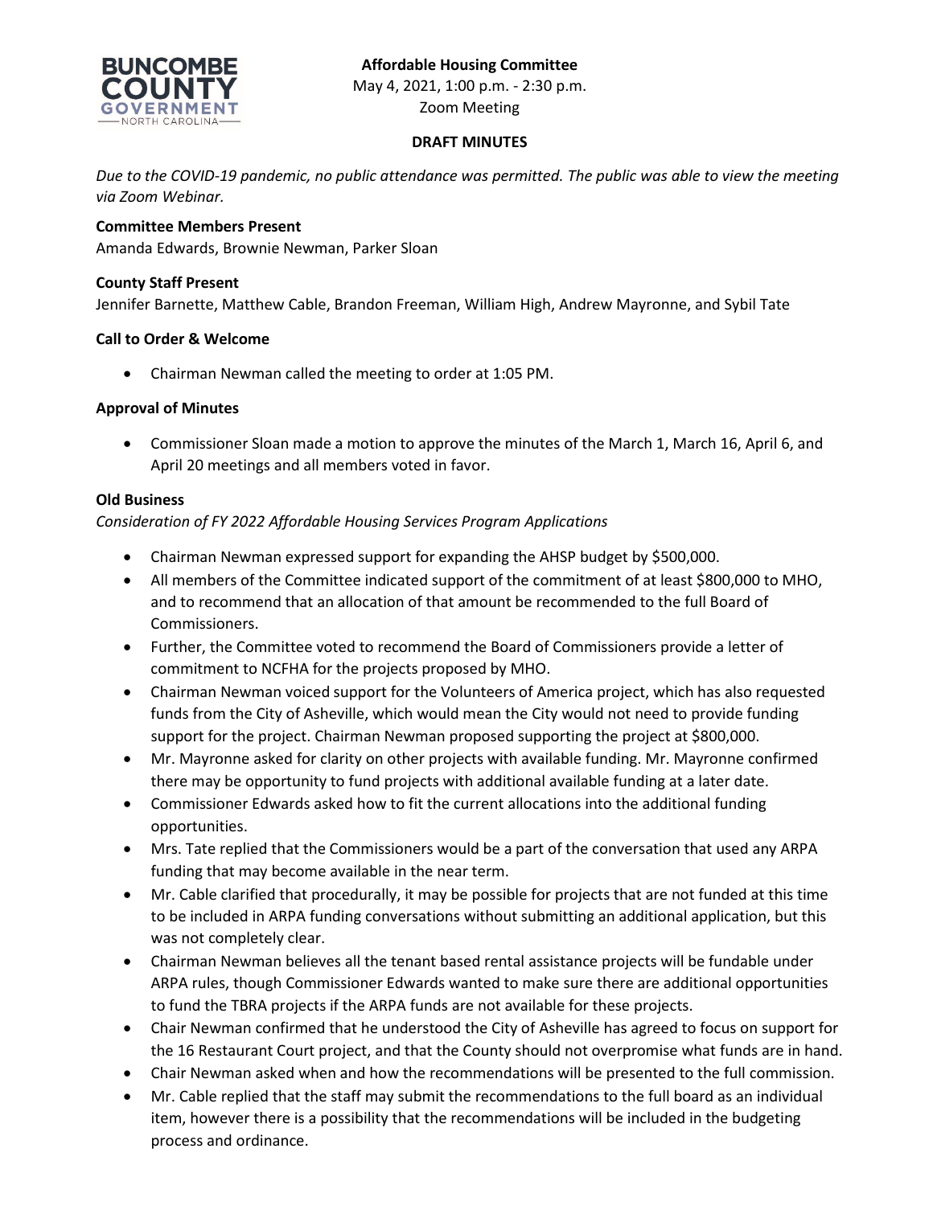**Affordable Housing Committee**
May 4, 2021, 1:00 p.m. - 2:30 p.m.
Zoom Meeting

**DRAFT MINUTES**

*Due to the COVID-19 pandemic, no public attendance was permitted. The public was able to view the meeting via Zoom Webinar.*

**Committee Members Present**

Amanda Edwards, Brownie Newman, Parker Sloan

**County Staff Present**

Jennifer Barnette, Matthew Cable, Brandon Freeman, William High, Andrew Mayronne, and Sybil Tate

**Call to Order & Welcome**

- Chairman Newman called the meeting to order at 1:05 PM.

**Approval of Minutes**

- Commissioner Sloan made a motion to approve the minutes of the March 1, March 16, April 6, and April 20 meetings and all members voted in favor.

**Old Business**

*Consideration of FY 2022 Affordable Housing Services Program Applications*

- Chairman Newman expressed support for expanding the AHSP budget by $500,000.
- All members of the Committee indicated support of the commitment of at least $800,000 to MHO, and to recommend that an allocation of that amount be recommended to the full Board of Commissioners.
- Further, the Committee voted to recommend the Board of Commissioners provide a letter of commitment to NCFHA for the projects proposed by MHO.
- Chairman Newman voiced support for the Volunteers of America project, which has also requested funds from the City of Asheville, which would mean the City would not need to provide funding support for the project. Chairman Newman proposed supporting the project at $800,000.
- Mr. Mayronne asked for clarity on other projects with available funding. Mr. Mayronne confirmed there may be opportunity to fund projects with additional available funding at a later date.
- Commissioner Edwards asked how to fit the current allocations into the additional funding opportunities.
- Mrs. Tate replied that the Commissioners would be a part of the conversation that used any ARPA funding that may become available in the near term.
- Mr. Cable clarified that procedurally, it may be possible for projects that are not funded at this time to be included in ARPA funding conversations without submitting an additional application, but this was not completely clear.
- Chairman Newman believes all the tenant based rental assistance projects will be fundable under ARPA rules, though Commissioner Edwards wanted to make sure there are additional opportunities to fund the TBRA projects if the ARPA funds are not available for these projects.
- Chair Newman confirmed that he understood the City of Asheville has agreed to focus on support for the 16 Restaurant Court project, and that the County should not overpromise what funds are in hand.
- Chair Newman asked when and how the recommendations will be presented to the full commission.
- Mr. Cable replied that the staff may submit the recommendations to the full board as an individual item, however there is a possibility that the recommendations will be included in the budgeting process and ordinance.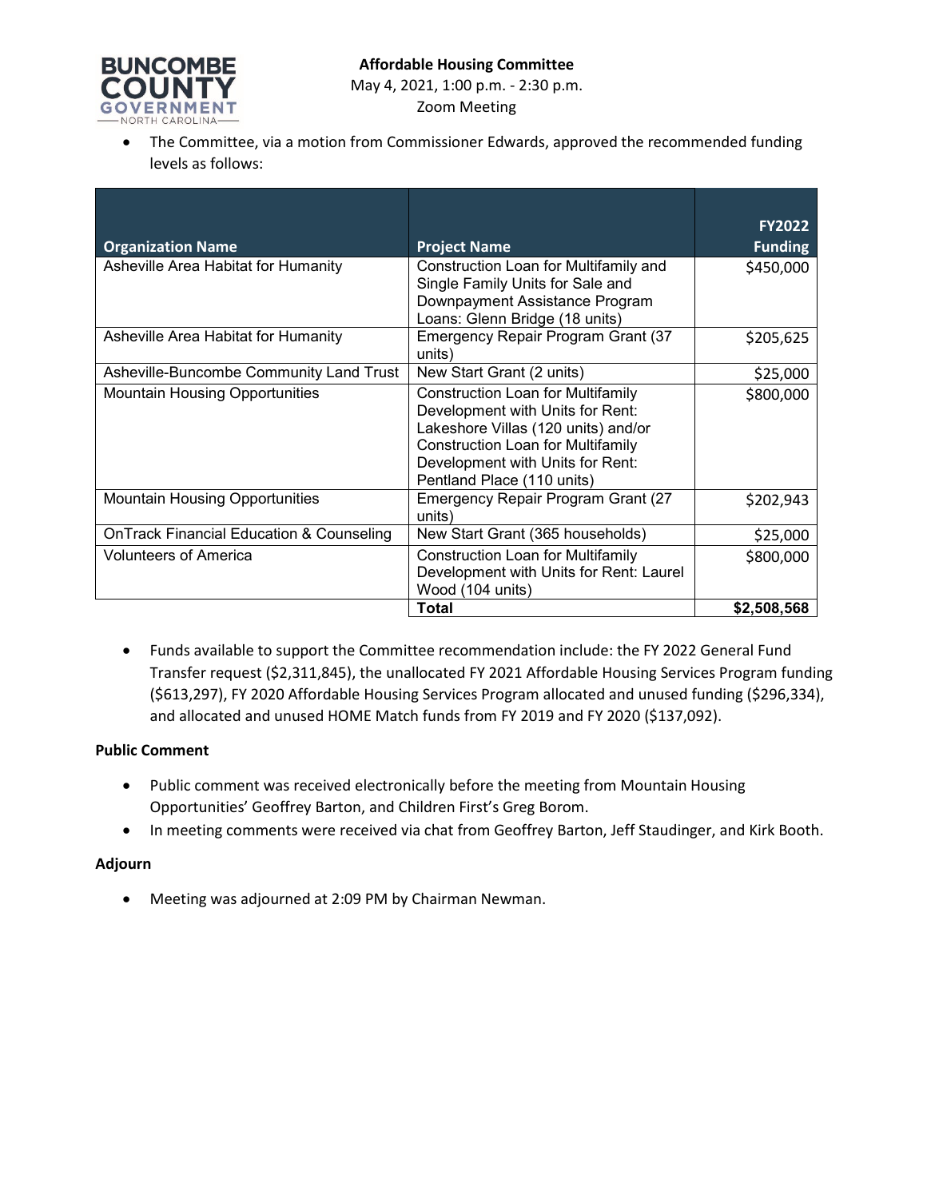- The Committee, via a motion from Commissioner Edwards, approved the recommended funding levels as follows:

| Organization Name | Project Name | FY2022 Funding |
| --- | --- | --- |
| Asheville Area Habitat for Humanity | Construction Loan for Multifamily and Single Family Units for Sale and Downpayment Assistance Program Loans: Glenn Bridge (18 units) | $450,000 |
| Asheville Area Habitat for Humanity | Emergency Repair Program Grant (37 units) | $205,625 |
| Asheville-Buncombe Community Land Trust | New Start Grant (2 units) | $25,000 |
| Mountain Housing Opportunities | Construction Loan for Multifamily Development with Units for Rent: Lakeshore Villas (120 units) and/or Construction Loan for Multifamily Development with Units for Rent: Pentland Place (110 units) | $800,000 |
| Mountain Housing Opportunities | Emergency Repair Program Grant (27 units) | $202,943 |
| OnTrack Financial Education & Counseling | New Start Grant (365 households) | $25,000 |
| Volunteers of America | Construction Loan for Multifamily Development with Units for Rent: Laurel Wood (104 units) | $800,000 |
| | **Total** | **$2,508,568** |

- Funds available to support the Committee recommendation include: the FY 2022 General Fund Transfer request ($2,311,845), the unallocated FY 2021 Affordable Housing Services Program funding ($613,297), FY 2020 Affordable Housing Services Program allocated and unused funding ($296,334), and allocated and unused HOME Match funds from FY 2019 and FY 2020 ($137,092).

**Public Comment**

- Public comment was received electronically before the meeting from Mountain Housing Opportunities' Geoffrey Barton, and Children First's Greg Borom.
- In meeting comments were received via chat from Geoffrey Barton, Jeff Staudinger, and Kirk Booth.

**Adjourn**

- Meeting was adjourned at 2:09 PM by Chairman Newman.